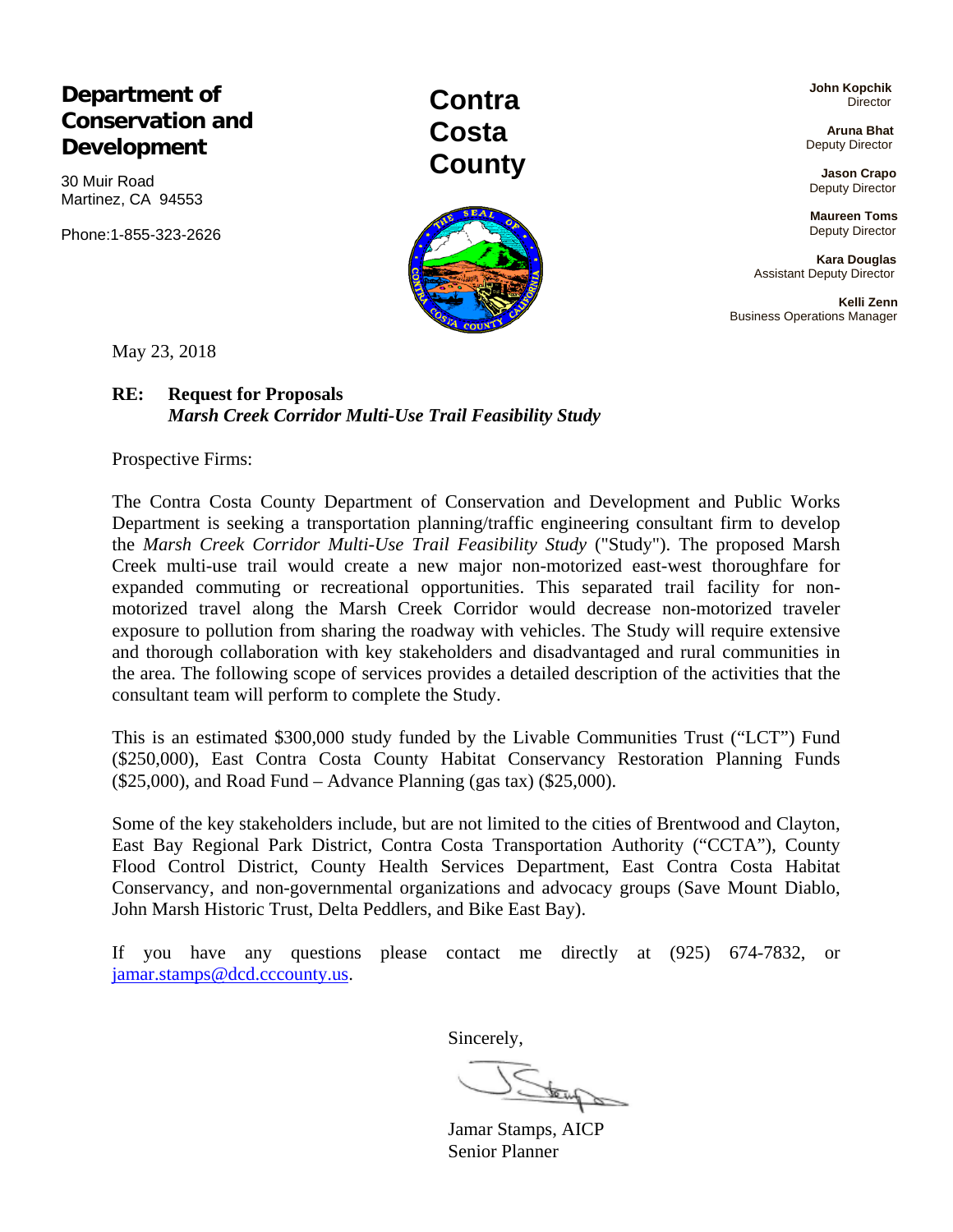**Department of Conservation and Development**

30 Muir Road
Martinez, CA 94553

Phone:1-855-323-2626

**Contra Costa County**

**John Kopchik**
Director

**Aruna Bhat**
Deputy Director

**Jason Crapo**
Deputy Director

**Maureen Toms**
Deputy Director

**Kara Douglas**
Assistant Deputy Director

**Kelli Zenn**
Business Operations Manager

May 23, 2018

**RE: Request for Proposals**
***Marsh Creek Corridor Multi-Use Trail Feasibility Study***

Prospective Firms:

The Contra Costa County Department of Conservation and Development and Public Works Department is seeking a transportation planning/traffic engineering consultant firm to develop the *Marsh Creek Corridor Multi-Use Trail Feasibility Study* ("Study"). The proposed Marsh Creek multi-use trail would create a new major non-motorized east-west thoroughfare for expanded commuting or recreational opportunities. This separated trail facility for non-motorized travel along the Marsh Creek Corridor would decrease non-motorized traveler exposure to pollution from sharing the roadway with vehicles. The Study will require extensive and thorough collaboration with key stakeholders and disadvantaged and rural communities in the area. The following scope of services provides a detailed description of the activities that the consultant team will perform to complete the Study.

This is an estimated $300,000 study funded by the Livable Communities Trust ("LCT") Fund ($250,000), East Contra Costa County Habitat Conservancy Restoration Planning Funds ($25,000), and Road Fund – Advance Planning (gas tax) ($25,000).

Some of the key stakeholders include, but are not limited to the cities of Brentwood and Clayton, East Bay Regional Park District, Contra Costa Transportation Authority ("CCTA"), County Flood Control District, County Health Services Department, East Contra Costa Habitat Conservancy, and non-governmental organizations and advocacy groups (Save Mount Diablo, John Marsh Historic Trust, Delta Peddlers, and Bike East Bay).

If you have any questions please contact me directly at (925) 674-7832, or jamar.stamps@dcd.cccounty.us.

Sincerely,

Jamar Stamps, AICP
Senior Planner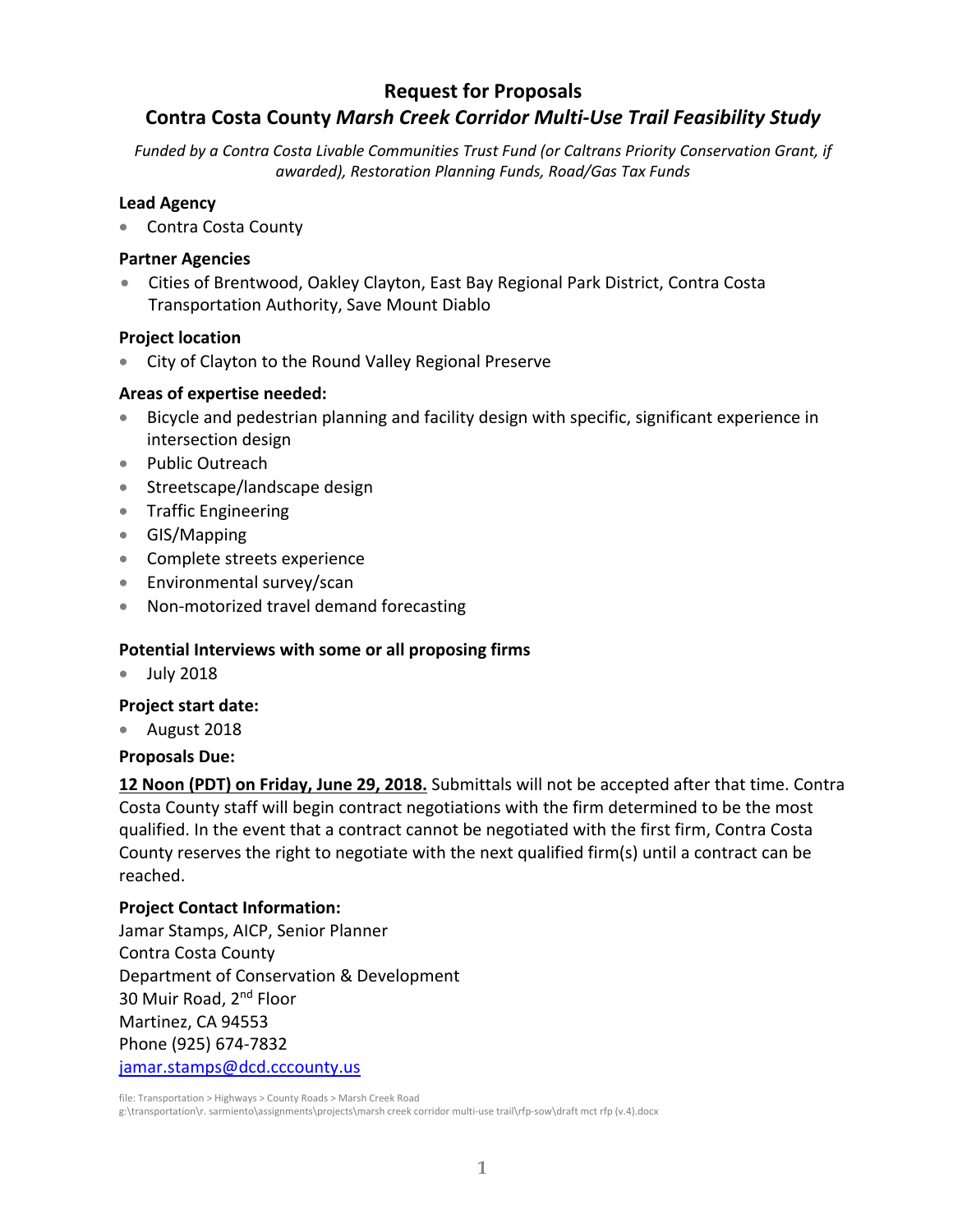# Request for Proposals

## Contra Costa County *Marsh Creek Corridor Multi-Use Trail Feasibility Study*

*Funded by a Contra Costa Livable Communities Trust Fund (or Caltrans Priority Conservation Grant, if awarded), Restoration Planning Funds, Road/Gas Tax Funds*

**Lead Agency**

- Contra Costa County

**Partner Agencies**

- Cities of Brentwood, Oakley Clayton, East Bay Regional Park District, Contra Costa Transportation Authority, Save Mount Diablo

**Project location**

- City of Clayton to the Round Valley Regional Preserve

**Areas of expertise needed:**

- Bicycle and pedestrian planning and facility design with specific, significant experience in intersection design
- Public Outreach
- Streetscape/landscape design
- Traffic Engineering
- GIS/Mapping
- Complete streets experience
- Environmental survey/scan
- Non-motorized travel demand forecasting

**Potential Interviews with some or all proposing firms**

- July 2018

**Project start date:**

- August 2018

**Proposals Due:**

**<u>12 Noon (PDT) on Friday, June 29, 2018.</u>** Submittals will not be accepted after that time. Contra Costa County staff will begin contract negotiations with the firm determined to be the most qualified. In the event that a contract cannot be negotiated with the first firm, Contra Costa County reserves the right to negotiate with the next qualified firm(s) until a contract can be reached.

**Project Contact Information:**

Jamar Stamps, AICP, Senior Planner
Contra Costa County
Department of Conservation & Development
30 Muir Road, 2nd Floor
Martinez, CA 94553
Phone (925) 674-7832
jamar.stamps@dcd.cccounty.us

file: Transportation > Highways > County Roads > Marsh Creek Road
g:\transportation\r. sarmiento\assignments\projects\marsh creek corridor multi-use trail\rfp-sow\draft mct rfp (v.4).docx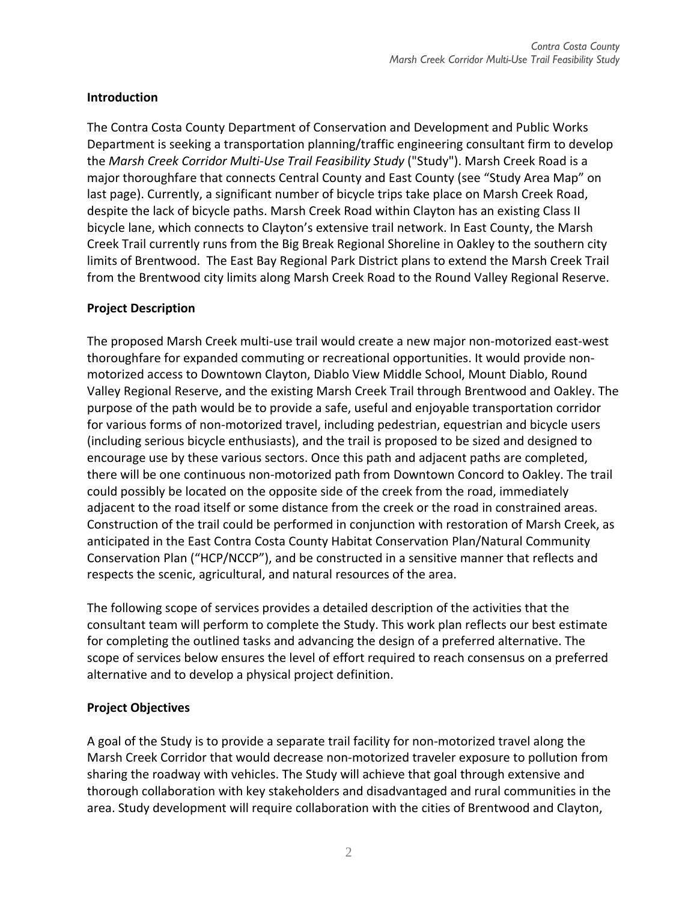## Introduction

The Contra Costa County Department of Conservation and Development and Public Works Department is seeking a transportation planning/traffic engineering consultant firm to develop the *Marsh Creek Corridor Multi-Use Trail Feasibility Study* ("Study"). Marsh Creek Road is a major thoroughfare that connects Central County and East County (see "Study Area Map" on last page). Currently, a significant number of bicycle trips take place on Marsh Creek Road, despite the lack of bicycle paths. Marsh Creek Road within Clayton has an existing Class II bicycle lane, which connects to Clayton's extensive trail network. In East County, the Marsh Creek Trail currently runs from the Big Break Regional Shoreline in Oakley to the southern city limits of Brentwood. The East Bay Regional Park District plans to extend the Marsh Creek Trail from the Brentwood city limits along Marsh Creek Road to the Round Valley Regional Reserve.

## Project Description

The proposed Marsh Creek multi-use trail would create a new major non-motorized east-west thoroughfare for expanded commuting or recreational opportunities. It would provide non-motorized access to Downtown Clayton, Diablo View Middle School, Mount Diablo, Round Valley Regional Reserve, and the existing Marsh Creek Trail through Brentwood and Oakley. The purpose of the path would be to provide a safe, useful and enjoyable transportation corridor for various forms of non-motorized travel, including pedestrian, equestrian and bicycle users (including serious bicycle enthusiasts), and the trail is proposed to be sized and designed to encourage use by these various sectors. Once this path and adjacent paths are completed, there will be one continuous non-motorized path from Downtown Concord to Oakley. The trail could possibly be located on the opposite side of the creek from the road, immediately adjacent to the road itself or some distance from the creek or the road in constrained areas. Construction of the trail could be performed in conjunction with restoration of Marsh Creek, as anticipated in the East Contra Costa County Habitat Conservation Plan/Natural Community Conservation Plan ("HCP/NCCP"), and be constructed in a sensitive manner that reflects and respects the scenic, agricultural, and natural resources of the area.

The following scope of services provides a detailed description of the activities that the consultant team will perform to complete the Study. This work plan reflects our best estimate for completing the outlined tasks and advancing the design of a preferred alternative. The scope of services below ensures the level of effort required to reach consensus on a preferred alternative and to develop a physical project definition.

## Project Objectives

A goal of the Study is to provide a separate trail facility for non-motorized travel along the Marsh Creek Corridor that would decrease non-motorized traveler exposure to pollution from sharing the roadway with vehicles. The Study will achieve that goal through extensive and thorough collaboration with key stakeholders and disadvantaged and rural communities in the area. Study development will require collaboration with the cities of Brentwood and Clayton,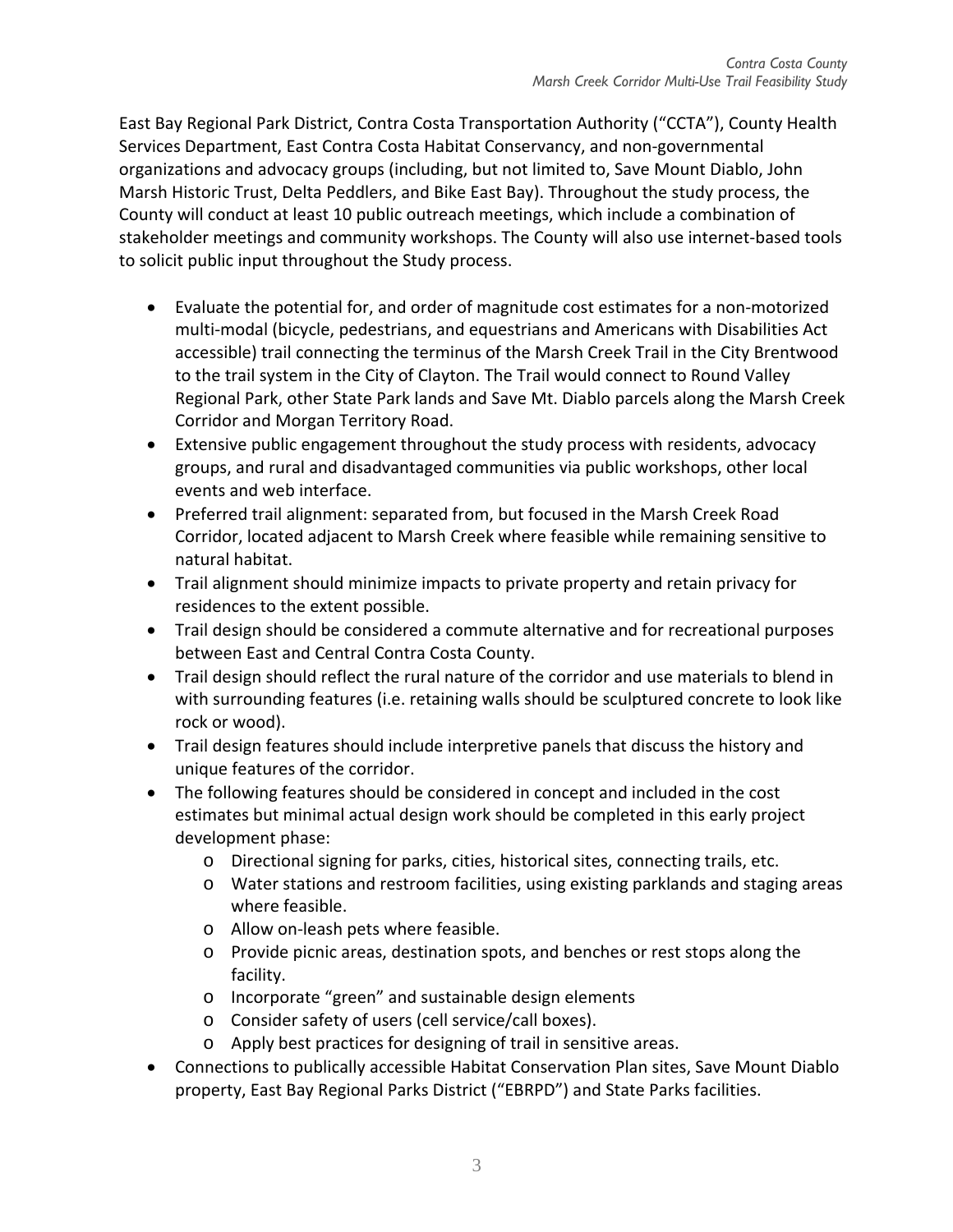East Bay Regional Park District, Contra Costa Transportation Authority ("CCTA"), County Health Services Department, East Contra Costa Habitat Conservancy, and non-governmental organizations and advocacy groups (including, but not limited to, Save Mount Diablo, John Marsh Historic Trust, Delta Peddlers, and Bike East Bay). Throughout the study process, the County will conduct at least 10 public outreach meetings, which include a combination of stakeholder meetings and community workshops. The County will also use internet-based tools to solicit public input throughout the Study process.

- Evaluate the potential for, and order of magnitude cost estimates for a non-motorized multi-modal (bicycle, pedestrians, and equestrians and Americans with Disabilities Act accessible) trail connecting the terminus of the Marsh Creek Trail in the City Brentwood to the trail system in the City of Clayton. The Trail would connect to Round Valley Regional Park, other State Park lands and Save Mt. Diablo parcels along the Marsh Creek Corridor and Morgan Territory Road.
- Extensive public engagement throughout the study process with residents, advocacy groups, and rural and disadvantaged communities via public workshops, other local events and web interface.
- Preferred trail alignment: separated from, but focused in the Marsh Creek Road Corridor, located adjacent to Marsh Creek where feasible while remaining sensitive to natural habitat.
- Trail alignment should minimize impacts to private property and retain privacy for residences to the extent possible.
- Trail design should be considered a commute alternative and for recreational purposes between East and Central Contra Costa County.
- Trail design should reflect the rural nature of the corridor and use materials to blend in with surrounding features (i.e. retaining walls should be sculptured concrete to look like rock or wood).
- Trail design features should include interpretive panels that discuss the history and unique features of the corridor.
- The following features should be considered in concept and included in the cost estimates but minimal actual design work should be completed in this early project development phase:
  - Directional signing for parks, cities, historical sites, connecting trails, etc.
  - Water stations and restroom facilities, using existing parklands and staging areas where feasible.
  - Allow on-leash pets where feasible.
  - Provide picnic areas, destination spots, and benches or rest stops along the facility.
  - Incorporate "green" and sustainable design elements
  - Consider safety of users (cell service/call boxes).
  - Apply best practices for designing of trail in sensitive areas.
- Connections to publically accessible Habitat Conservation Plan sites, Save Mount Diablo property, East Bay Regional Parks District ("EBRPD") and State Parks facilities.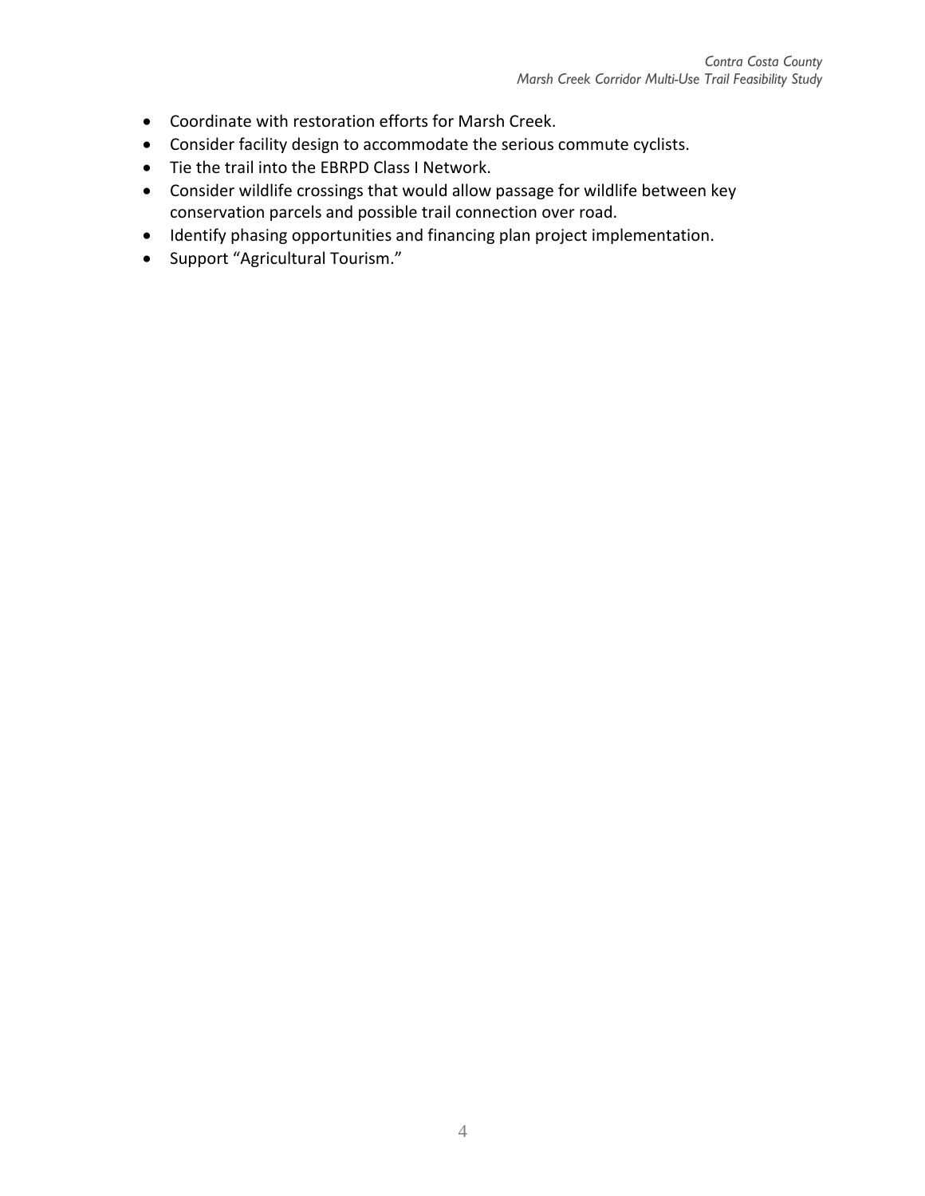- Coordinate with restoration efforts for Marsh Creek.
- Consider facility design to accommodate the serious commute cyclists.
- Tie the trail into the EBRPD Class I Network.
- Consider wildlife crossings that would allow passage for wildlife between key conservation parcels and possible trail connection over road.
- Identify phasing opportunities and financing plan project implementation.
- Support "Agricultural Tourism."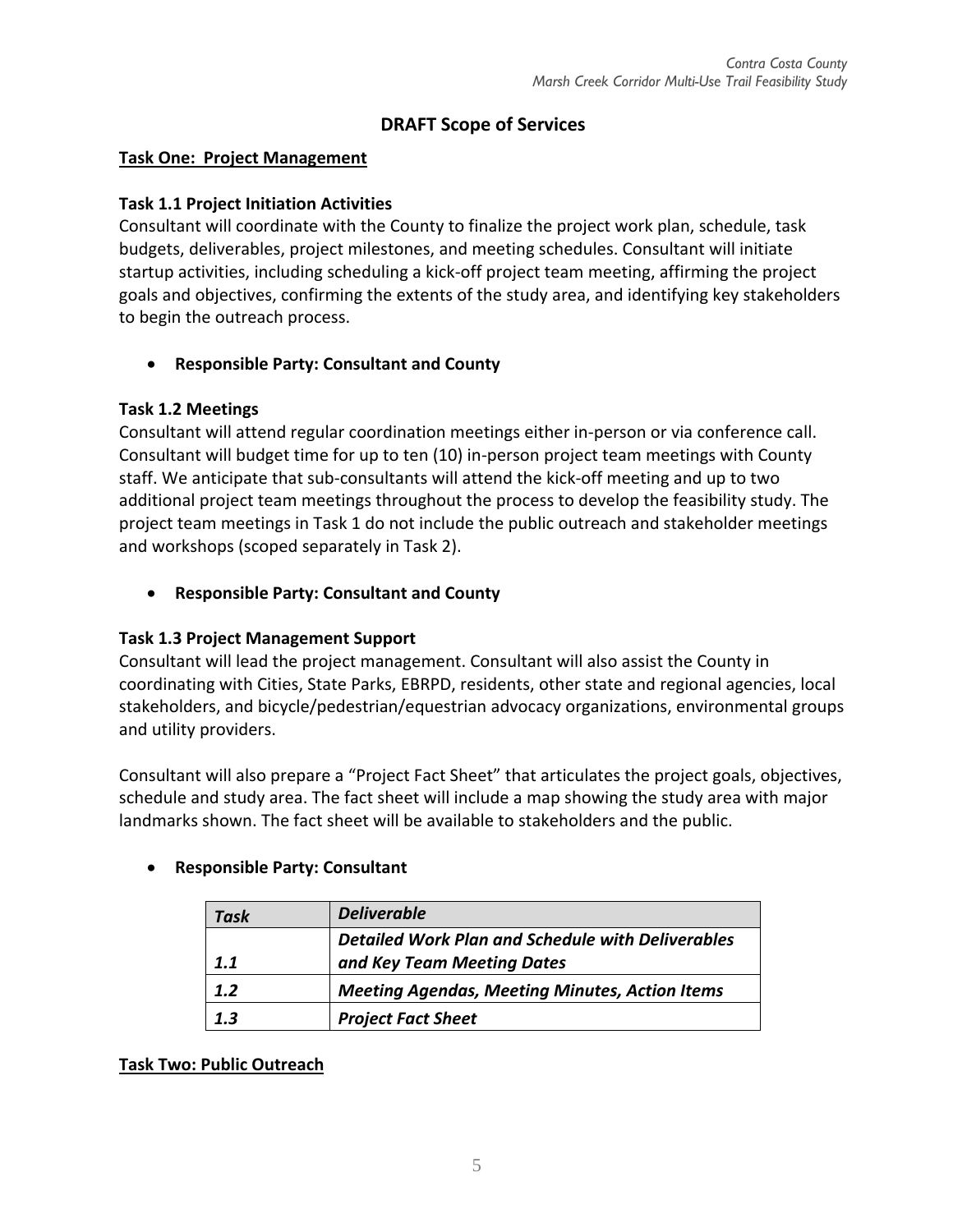## DRAFT Scope of Services

### Task One: Project Management

**Task 1.1 Project Initiation Activities**

Consultant will coordinate with the County to finalize the project work plan, schedule, task budgets, deliverables, project milestones, and meeting schedules. Consultant will initiate startup activities, including scheduling a kick-off project team meeting, affirming the project goals and objectives, confirming the extents of the study area, and identifying key stakeholders to begin the outreach process.

- **Responsible Party: Consultant and County**

**Task 1.2 Meetings**

Consultant will attend regular coordination meetings either in-person or via conference call. Consultant will budget time for up to ten (10) in-person project team meetings with County staff. We anticipate that sub-consultants will attend the kick-off meeting and up to two additional project team meetings throughout the process to develop the feasibility study. The project team meetings in Task 1 do not include the public outreach and stakeholder meetings and workshops (scoped separately in Task 2).

- **Responsible Party: Consultant and County**

**Task 1.3 Project Management Support**

Consultant will lead the project management. Consultant will also assist the County in coordinating with Cities, State Parks, EBRPD, residents, other state and regional agencies, local stakeholders, and bicycle/pedestrian/equestrian advocacy organizations, environmental groups and utility providers.

Consultant will also prepare a "Project Fact Sheet" that articulates the project goals, objectives, schedule and study area. The fact sheet will include a map showing the study area with major landmarks shown. The fact sheet will be available to stakeholders and the public.

- **Responsible Party: Consultant**

| ***Task*** | ***Deliverable*** |
|---|---|
| ***1.1*** | ***Detailed Work Plan and Schedule with Deliverables and Key Team Meeting Dates*** |
| ***1.2*** | ***Meeting Agendas, Meeting Minutes, Action Items*** |
| ***1.3*** | ***Project Fact Sheet*** |

### Task Two: Public Outreach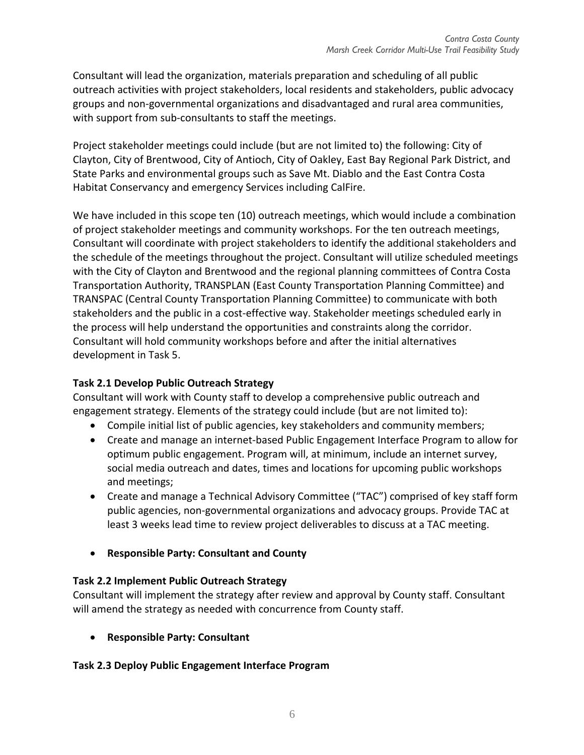Consultant will lead the organization, materials preparation and scheduling of all public outreach activities with project stakeholders, local residents and stakeholders, public advocacy groups and non-governmental organizations and disadvantaged and rural area communities, with support from sub-consultants to staff the meetings.

Project stakeholder meetings could include (but are not limited to) the following: City of Clayton, City of Brentwood, City of Antioch, City of Oakley, East Bay Regional Park District, and State Parks and environmental groups such as Save Mt. Diablo and the East Contra Costa Habitat Conservancy and emergency Services including CalFire.

We have included in this scope ten (10) outreach meetings, which would include a combination of project stakeholder meetings and community workshops. For the ten outreach meetings, Consultant will coordinate with project stakeholders to identify the additional stakeholders and the schedule of the meetings throughout the project. Consultant will utilize scheduled meetings with the City of Clayton and Brentwood and the regional planning committees of Contra Costa Transportation Authority, TRANSPLAN (East County Transportation Planning Committee) and TRANSPAC (Central County Transportation Planning Committee) to communicate with both stakeholders and the public in a cost-effective way. Stakeholder meetings scheduled early in the process will help understand the opportunities and constraints along the corridor. Consultant will hold community workshops before and after the initial alternatives development in Task 5.

**Task 2.1 Develop Public Outreach Strategy**

Consultant will work with County staff to develop a comprehensive public outreach and engagement strategy. Elements of the strategy could include (but are not limited to):

- Compile initial list of public agencies, key stakeholders and community members;
- Create and manage an internet-based Public Engagement Interface Program to allow for optimum public engagement. Program will, at minimum, include an internet survey, social media outreach and dates, times and locations for upcoming public workshops and meetings;
- Create and manage a Technical Advisory Committee ("TAC") comprised of key staff form public agencies, non-governmental organizations and advocacy groups. Provide TAC at least 3 weeks lead time to review project deliverables to discuss at a TAC meeting.

- **Responsible Party: Consultant and County**

**Task 2.2 Implement Public Outreach Strategy**

Consultant will implement the strategy after review and approval by County staff. Consultant will amend the strategy as needed with concurrence from County staff.

- **Responsible Party: Consultant**

**Task 2.3 Deploy Public Engagement Interface Program**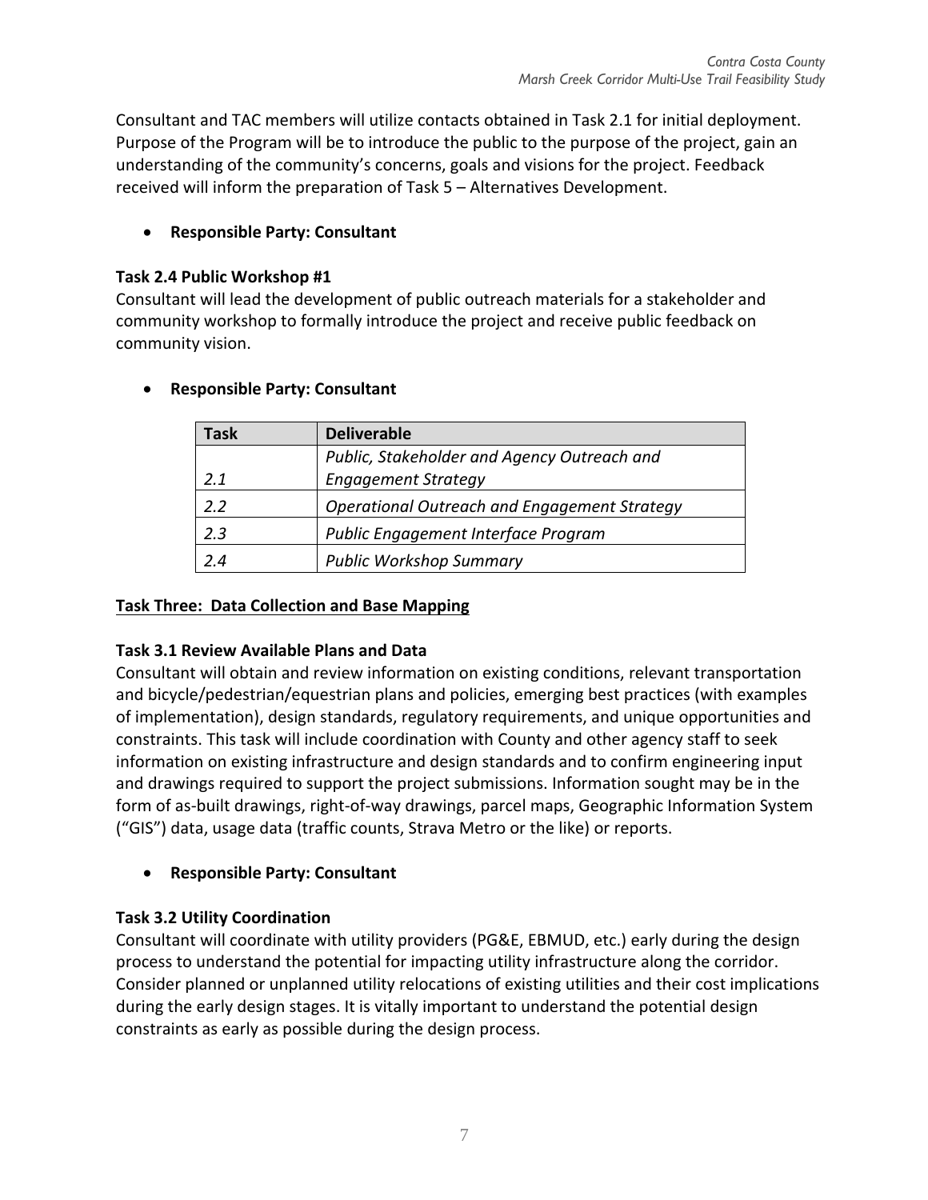Consultant and TAC members will utilize contacts obtained in Task 2.1 for initial deployment. Purpose of the Program will be to introduce the public to the purpose of the project, gain an understanding of the community's concerns, goals and visions for the project. Feedback received will inform the preparation of Task 5 – Alternatives Development.

- **Responsible Party: Consultant**

**Task 2.4 Public Workshop #1**
Consultant will lead the development of public outreach materials for a stakeholder and community workshop to formally introduce the project and receive public feedback on community vision.

- **Responsible Party: Consultant**

| Task | Deliverable |
|---|---|
| *2.1* | *Public, Stakeholder and Agency Outreach and Engagement Strategy* |
| *2.2* | *Operational Outreach and Engagement Strategy* |
| *2.3* | *Public Engagement Interface Program* |
| *2.4* | *Public Workshop Summary* |

## <u>Task Three: Data Collection and Base Mapping</u>

**Task 3.1 Review Available Plans and Data**
Consultant will obtain and review information on existing conditions, relevant transportation and bicycle/pedestrian/equestrian plans and policies, emerging best practices (with examples of implementation), design standards, regulatory requirements, and unique opportunities and constraints. This task will include coordination with County and other agency staff to seek information on existing infrastructure and design standards and to confirm engineering input and drawings required to support the project submissions. Information sought may be in the form of as-built drawings, right-of-way drawings, parcel maps, Geographic Information System ("GIS") data, usage data (traffic counts, Strava Metro or the like) or reports.

- **Responsible Party: Consultant**

**Task 3.2 Utility Coordination**
Consultant will coordinate with utility providers (PG&E, EBMUD, etc.) early during the design process to understand the potential for impacting utility infrastructure along the corridor. Consider planned or unplanned utility relocations of existing utilities and their cost implications during the early design stages. It is vitally important to understand the potential design constraints as early as possible during the design process.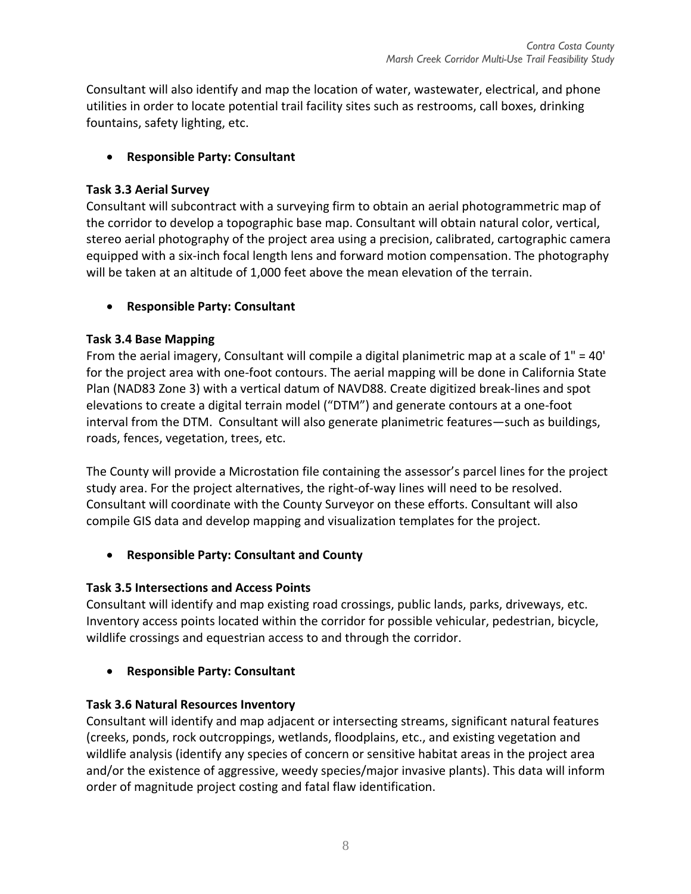Consultant will also identify and map the location of water, wastewater, electrical, and phone utilities in order to locate potential trail facility sites such as restrooms, call boxes, drinking fountains, safety lighting, etc.

- **Responsible Party: Consultant**

### Task 3.3 Aerial Survey

Consultant will subcontract with a surveying firm to obtain an aerial photogrammetric map of the corridor to develop a topographic base map. Consultant will obtain natural color, vertical, stereo aerial photography of the project area using a precision, calibrated, cartographic camera equipped with a six-inch focal length lens and forward motion compensation. The photography will be taken at an altitude of 1,000 feet above the mean elevation of the terrain.

- **Responsible Party: Consultant**

### Task 3.4 Base Mapping

From the aerial imagery, Consultant will compile a digital planimetric map at a scale of 1" = 40' for the project area with one-foot contours. The aerial mapping will be done in California State Plan (NAD83 Zone 3) with a vertical datum of NAVD88. Create digitized break-lines and spot elevations to create a digital terrain model ("DTM") and generate contours at a one-foot interval from the DTM. Consultant will also generate planimetric features—such as buildings, roads, fences, vegetation, trees, etc.

The County will provide a Microstation file containing the assessor's parcel lines for the project study area. For the project alternatives, the right-of-way lines will need to be resolved. Consultant will coordinate with the County Surveyor on these efforts. Consultant will also compile GIS data and develop mapping and visualization templates for the project.

- **Responsible Party: Consultant and County**

### Task 3.5 Intersections and Access Points

Consultant will identify and map existing road crossings, public lands, parks, driveways, etc. Inventory access points located within the corridor for possible vehicular, pedestrian, bicycle, wildlife crossings and equestrian access to and through the corridor.

- **Responsible Party: Consultant**

### Task 3.6 Natural Resources Inventory

Consultant will identify and map adjacent or intersecting streams, significant natural features (creeks, ponds, rock outcroppings, wetlands, floodplains, etc., and existing vegetation and wildlife analysis (identify any species of concern or sensitive habitat areas in the project area and/or the existence of aggressive, weedy species/major invasive plants). This data will inform order of magnitude project costing and fatal flaw identification.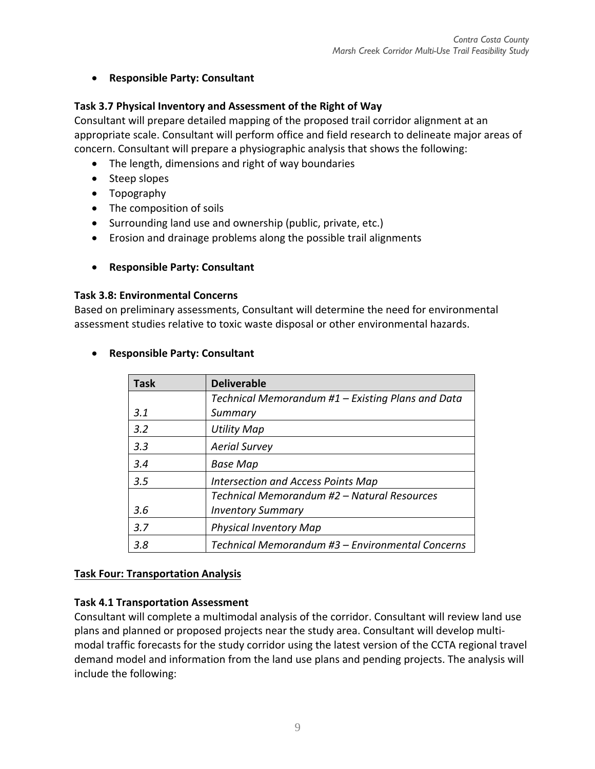- **Responsible Party: Consultant**

### Task 3.7 Physical Inventory and Assessment of the Right of Way

Consultant will prepare detailed mapping of the proposed trail corridor alignment at an appropriate scale. Consultant will perform office and field research to delineate major areas of concern. Consultant will prepare a physiographic analysis that shows the following:

- The length, dimensions and right of way boundaries
- Steep slopes
- Topography
- The composition of soils
- Surrounding land use and ownership (public, private, etc.)
- Erosion and drainage problems along the possible trail alignments

- **Responsible Party: Consultant**

### Task 3.8: Environmental Concerns

Based on preliminary assessments, Consultant will determine the need for environmental assessment studies relative to toxic waste disposal or other environmental hazards.

- **Responsible Party: Consultant**

| Task | Deliverable |
|---|---|
| *3.1* | *Technical Memorandum #1 – Existing Plans and Data Summary* |
| *3.2* | *Utility Map* |
| *3.3* | *Aerial Survey* |
| *3.4* | *Base Map* |
| *3.5* | *Intersection and Access Points Map* |
| *3.6* | *Technical Memorandum #2 – Natural Resources Inventory Summary* |
| *3.7* | *Physical Inventory Map* |
| *3.8* | *Technical Memorandum #3 – Environmental Concerns* |

## Task Four: Transportation Analysis

### Task 4.1 Transportation Assessment

Consultant will complete a multimodal analysis of the corridor. Consultant will review land use plans and planned or proposed projects near the study area. Consultant will develop multi-modal traffic forecasts for the study corridor using the latest version of the CCTA regional travel demand model and information from the land use plans and pending projects. The analysis will include the following: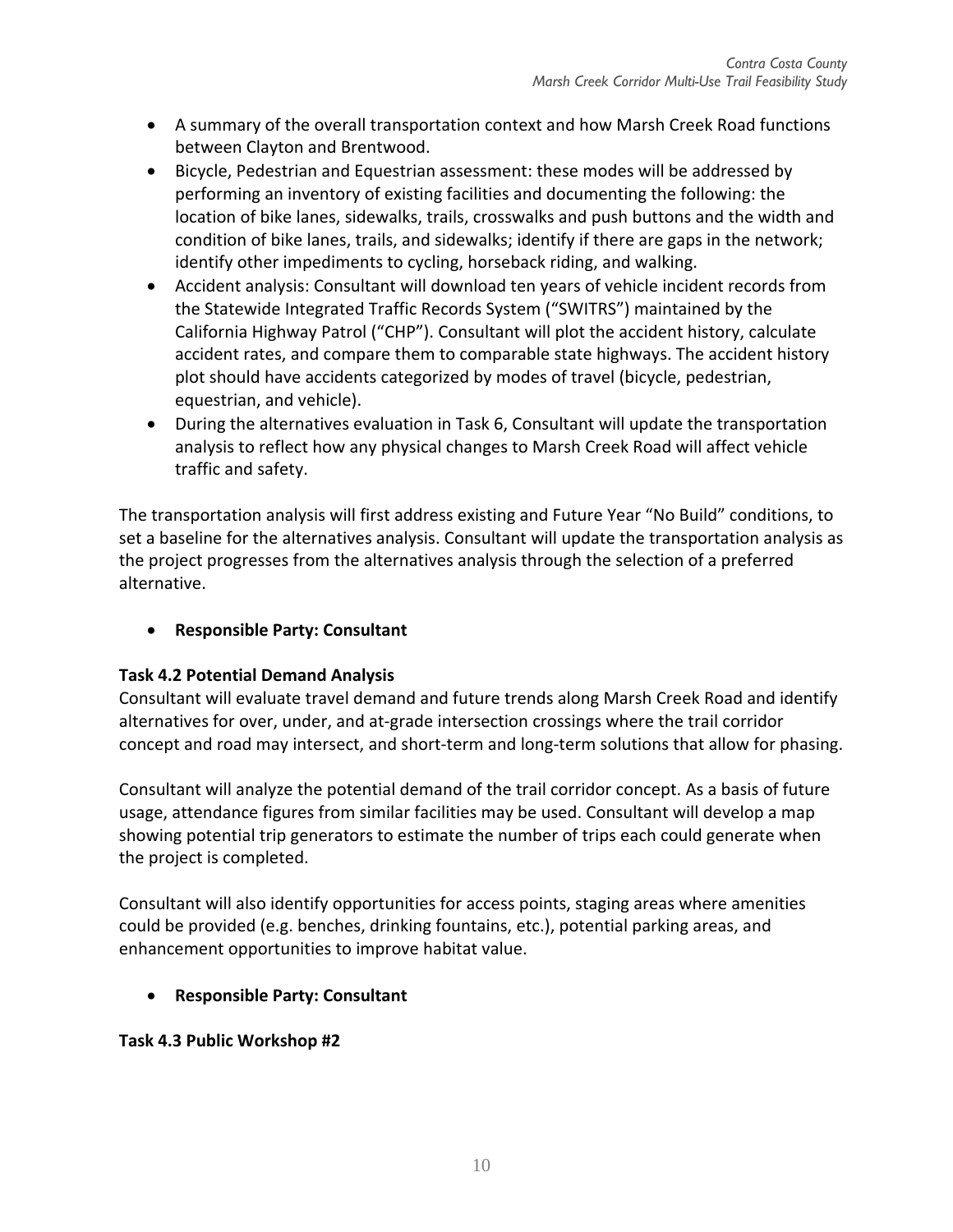- A summary of the overall transportation context and how Marsh Creek Road functions between Clayton and Brentwood.
- Bicycle, Pedestrian and Equestrian assessment: these modes will be addressed by performing an inventory of existing facilities and documenting the following: the location of bike lanes, sidewalks, trails, crosswalks and push buttons and the width and condition of bike lanes, trails, and sidewalks; identify if there are gaps in the network; identify other impediments to cycling, horseback riding, and walking.
- Accident analysis: Consultant will download ten years of vehicle incident records from the Statewide Integrated Traffic Records System ("SWITRS") maintained by the California Highway Patrol ("CHP"). Consultant will plot the accident history, calculate accident rates, and compare them to comparable state highways. The accident history plot should have accidents categorized by modes of travel (bicycle, pedestrian, equestrian, and vehicle).
- During the alternatives evaluation in Task 6, Consultant will update the transportation analysis to reflect how any physical changes to Marsh Creek Road will affect vehicle traffic and safety.

The transportation analysis will first address existing and Future Year "No Build" conditions, to set a baseline for the alternatives analysis. Consultant will update the transportation analysis as the project progresses from the alternatives analysis through the selection of a preferred alternative.

- **Responsible Party: Consultant**

**Task 4.2 Potential Demand Analysis**

Consultant will evaluate travel demand and future trends along Marsh Creek Road and identify alternatives for over, under, and at-grade intersection crossings where the trail corridor concept and road may intersect, and short-term and long-term solutions that allow for phasing.

Consultant will analyze the potential demand of the trail corridor concept. As a basis of future usage, attendance figures from similar facilities may be used. Consultant will develop a map showing potential trip generators to estimate the number of trips each could generate when the project is completed.

Consultant will also identify opportunities for access points, staging areas where amenities could be provided (e.g. benches, drinking fountains, etc.), potential parking areas, and enhancement opportunities to improve habitat value.

- **Responsible Party: Consultant**

**Task 4.3 Public Workshop #2**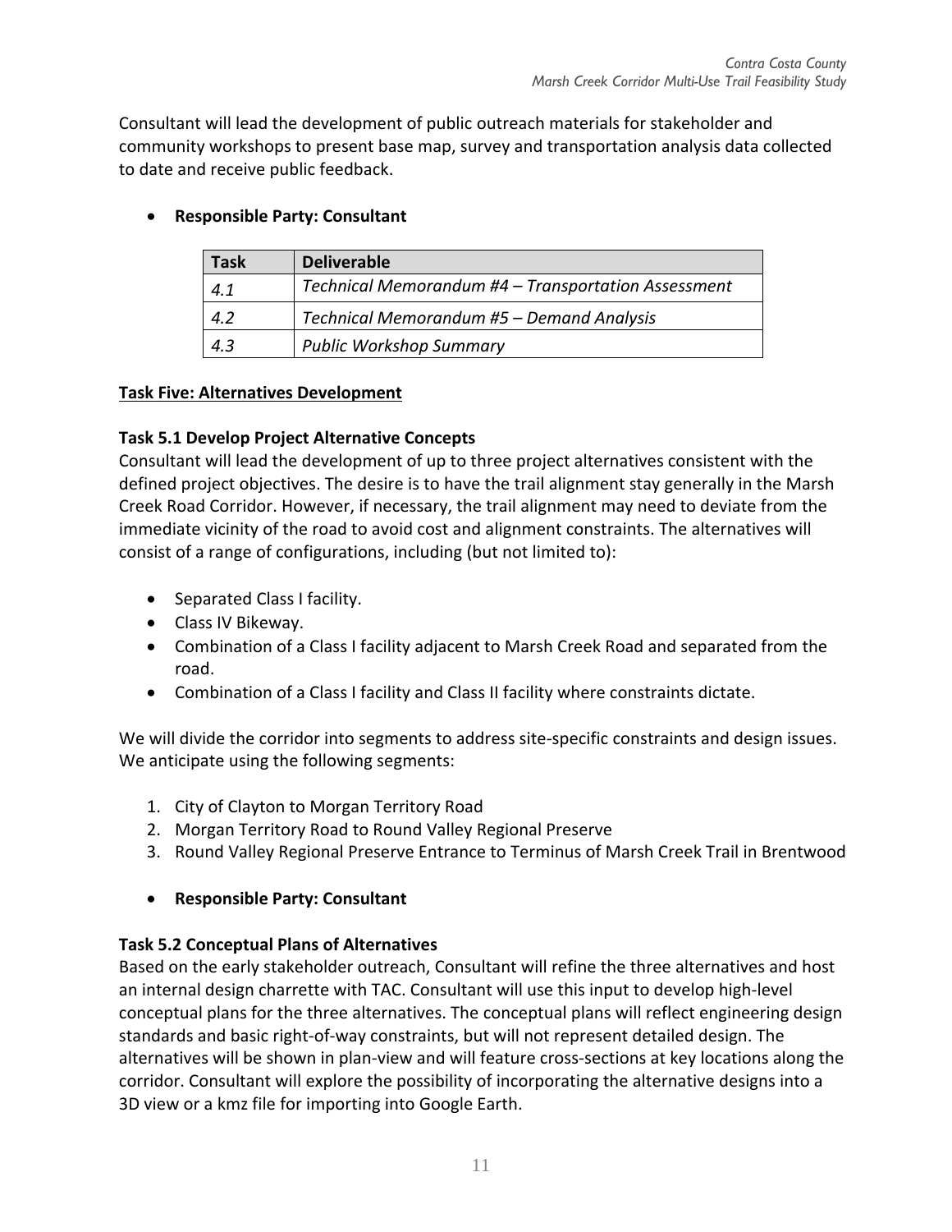Consultant will lead the development of public outreach materials for stakeholder and community workshops to present base map, survey and transportation analysis data collected to date and receive public feedback.

- **Responsible Party: Consultant**

| Task | Deliverable |
|---|---|
| *4.1* | *Technical Memorandum #4 – Transportation Assessment* |
| *4.2* | *Technical Memorandum #5 – Demand Analysis* |
| *4.3* | *Public Workshop Summary* |

**Task Five: Alternatives Development**

**Task 5.1 Develop Project Alternative Concepts**

Consultant will lead the development of up to three project alternatives consistent with the defined project objectives. The desire is to have the trail alignment stay generally in the Marsh Creek Road Corridor. However, if necessary, the trail alignment may need to deviate from the immediate vicinity of the road to avoid cost and alignment constraints. The alternatives will consist of a range of configurations, including (but not limited to):

- Separated Class I facility.
- Class IV Bikeway.
- Combination of a Class I facility adjacent to Marsh Creek Road and separated from the road.
- Combination of a Class I facility and Class II facility where constraints dictate.

We will divide the corridor into segments to address site-specific constraints and design issues. We anticipate using the following segments:

1. City of Clayton to Morgan Territory Road
2. Morgan Territory Road to Round Valley Regional Preserve
3. Round Valley Regional Preserve Entrance to Terminus of Marsh Creek Trail in Brentwood

- **Responsible Party: Consultant**

**Task 5.2 Conceptual Plans of Alternatives**

Based on the early stakeholder outreach, Consultant will refine the three alternatives and host an internal design charrette with TAC. Consultant will use this input to develop high-level conceptual plans for the three alternatives. The conceptual plans will reflect engineering design standards and basic right-of-way constraints, but will not represent detailed design. The alternatives will be shown in plan-view and will feature cross-sections at key locations along the corridor. Consultant will explore the possibility of incorporating the alternative designs into a 3D view or a kmz file for importing into Google Earth.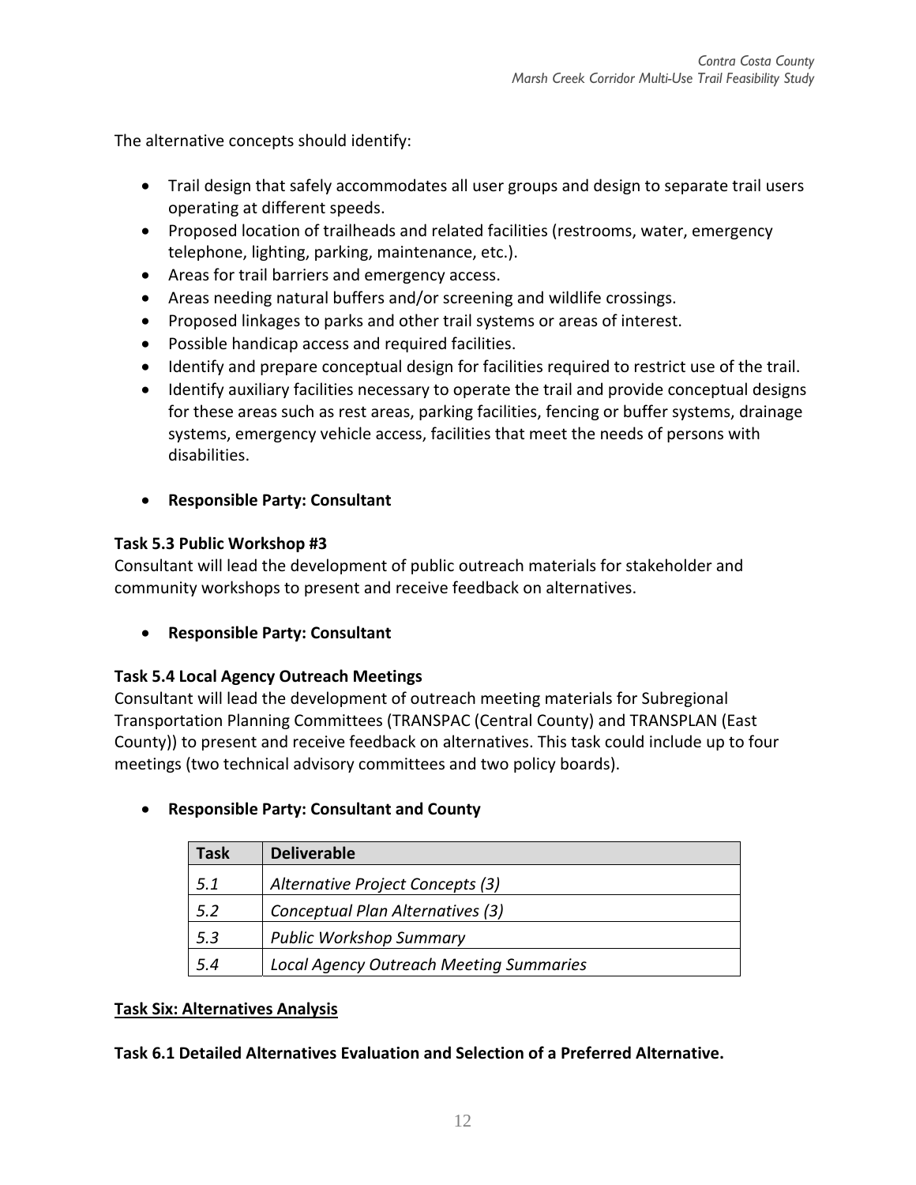The alternative concepts should identify:

- Trail design that safely accommodates all user groups and design to separate trail users operating at different speeds.
- Proposed location of trailheads and related facilities (restrooms, water, emergency telephone, lighting, parking, maintenance, etc.).
- Areas for trail barriers and emergency access.
- Areas needing natural buffers and/or screening and wildlife crossings.
- Proposed linkages to parks and other trail systems or areas of interest.
- Possible handicap access and required facilities.
- Identify and prepare conceptual design for facilities required to restrict use of the trail.
- Identify auxiliary facilities necessary to operate the trail and provide conceptual designs for these areas such as rest areas, parking facilities, fencing or buffer systems, drainage systems, emergency vehicle access, facilities that meet the needs of persons with disabilities.

- **Responsible Party: Consultant**

**Task 5.3 Public Workshop #3**

Consultant will lead the development of public outreach materials for stakeholder and community workshops to present and receive feedback on alternatives.

- **Responsible Party: Consultant**

**Task 5.4 Local Agency Outreach Meetings**

Consultant will lead the development of outreach meeting materials for Subregional Transportation Planning Committees (TRANSPAC (Central County) and TRANSPLAN (East County)) to present and receive feedback on alternatives. This task could include up to four meetings (two technical advisory committees and two policy boards).

- **Responsible Party: Consultant and County**

| Task | Deliverable |
|---|---|
| *5.1* | *Alternative Project Concepts (3)* |
| *5.2* | *Conceptual Plan Alternatives (3)* |
| *5.3* | *Public Workshop Summary* |
| *5.4* | *Local Agency Outreach Meeting Summaries* |

**Task Six: Alternatives Analysis**

**Task 6.1 Detailed Alternatives Evaluation and Selection of a Preferred Alternative.**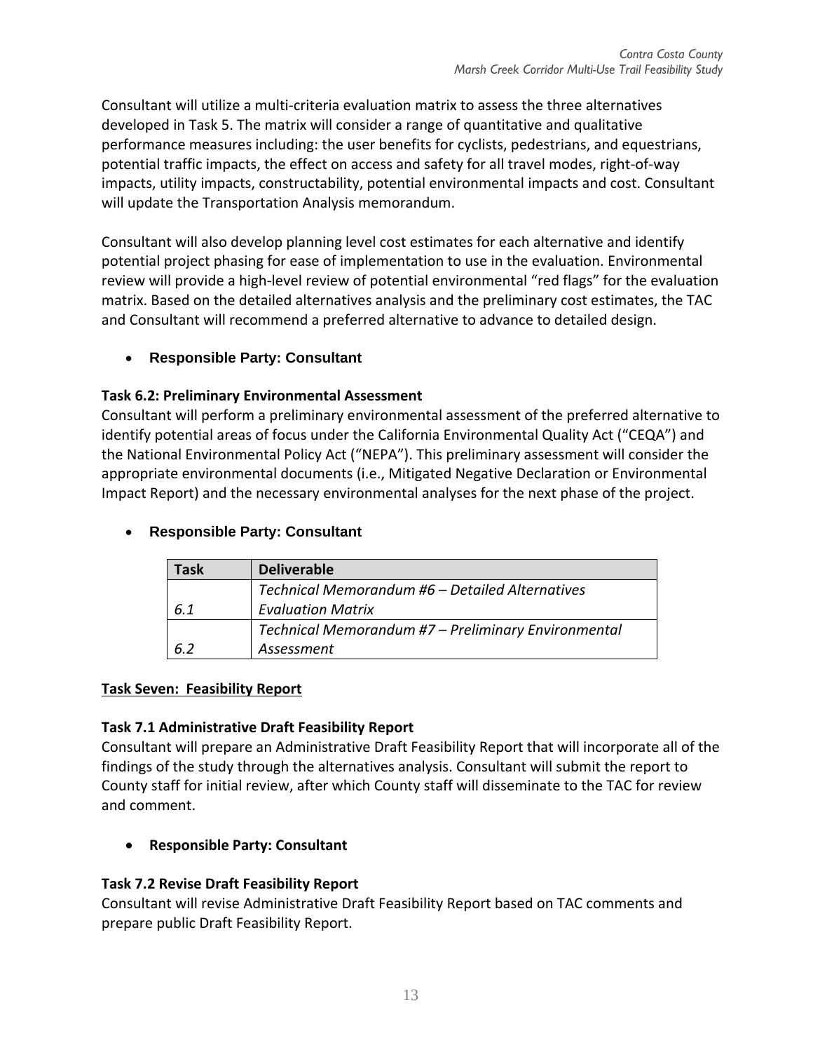Consultant will utilize a multi-criteria evaluation matrix to assess the three alternatives developed in Task 5. The matrix will consider a range of quantitative and qualitative performance measures including: the user benefits for cyclists, pedestrians, and equestrians, potential traffic impacts, the effect on access and safety for all travel modes, right-of-way impacts, utility impacts, constructability, potential environmental impacts and cost. Consultant will update the Transportation Analysis memorandum.

Consultant will also develop planning level cost estimates for each alternative and identify potential project phasing for ease of implementation to use in the evaluation. Environmental review will provide a high-level review of potential environmental "red flags" for the evaluation matrix. Based on the detailed alternatives analysis and the preliminary cost estimates, the TAC and Consultant will recommend a preferred alternative to advance to detailed design.

- **Responsible Party: Consultant**

**Task 6.2: Preliminary Environmental Assessment**

Consultant will perform a preliminary environmental assessment of the preferred alternative to identify potential areas of focus under the California Environmental Quality Act ("CEQA") and the National Environmental Policy Act ("NEPA"). This preliminary assessment will consider the appropriate environmental documents (i.e., Mitigated Negative Declaration or Environmental Impact Report) and the necessary environmental analyses for the next phase of the project.

- **Responsible Party: Consultant**

| Task | Deliverable |
|---|---|
| *6.1* | *Technical Memorandum #6 – Detailed Alternatives Evaluation Matrix* |
| *6.2* | *Technical Memorandum #7 – Preliminary Environmental Assessment* |

**Task Seven: Feasibility Report**

**Task 7.1 Administrative Draft Feasibility Report**

Consultant will prepare an Administrative Draft Feasibility Report that will incorporate all of the findings of the study through the alternatives analysis. Consultant will submit the report to County staff for initial review, after which County staff will disseminate to the TAC for review and comment.

- **Responsible Party: Consultant**

**Task 7.2 Revise Draft Feasibility Report**

Consultant will revise Administrative Draft Feasibility Report based on TAC comments and prepare public Draft Feasibility Report.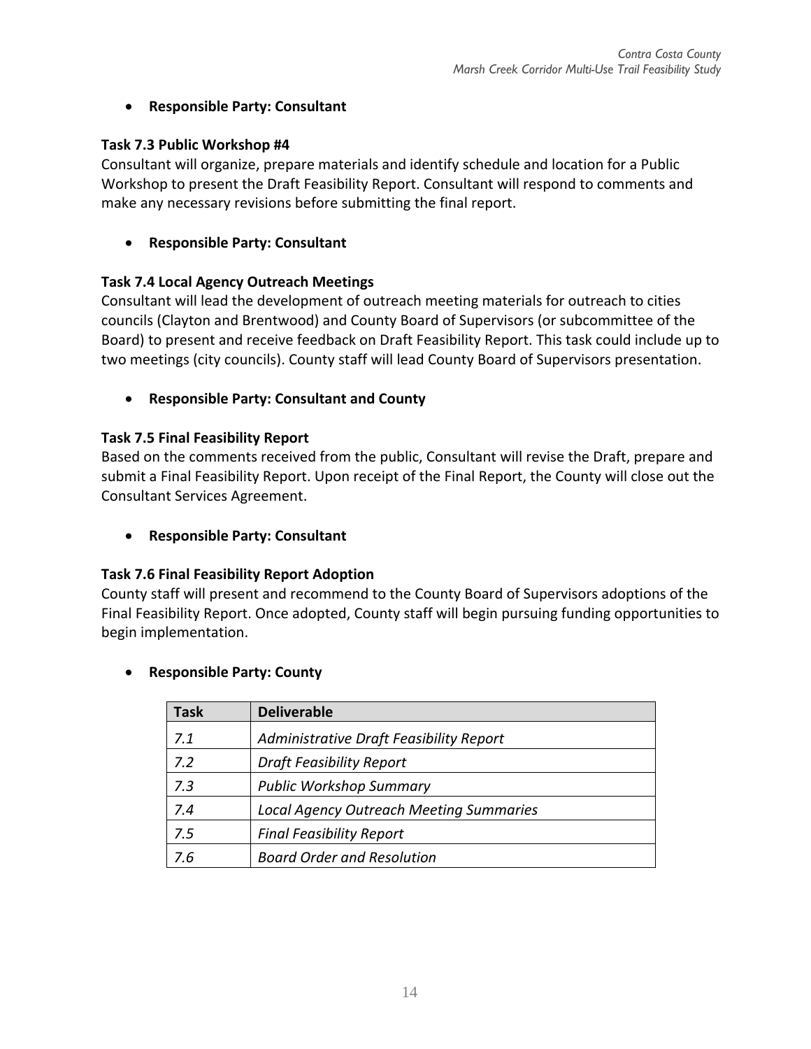- **Responsible Party: Consultant**

### Task 7.3 Public Workshop #4

Consultant will organize, prepare materials and identify schedule and location for a Public Workshop to present the Draft Feasibility Report. Consultant will respond to comments and make any necessary revisions before submitting the final report.

- **Responsible Party: Consultant**

### Task 7.4 Local Agency Outreach Meetings

Consultant will lead the development of outreach meeting materials for outreach to cities councils (Clayton and Brentwood) and County Board of Supervisors (or subcommittee of the Board) to present and receive feedback on Draft Feasibility Report. This task could include up to two meetings (city councils). County staff will lead County Board of Supervisors presentation.

- **Responsible Party: Consultant and County**

### Task 7.5 Final Feasibility Report

Based on the comments received from the public, Consultant will revise the Draft, prepare and submit a Final Feasibility Report. Upon receipt of the Final Report, the County will close out the Consultant Services Agreement.

- **Responsible Party: Consultant**

### Task 7.6 Final Feasibility Report Adoption

County staff will present and recommend to the County Board of Supervisors adoptions of the Final Feasibility Report. Once adopted, County staff will begin pursuing funding opportunities to begin implementation.

- **Responsible Party: County**

| Task | Deliverable |
| --- | --- |
| *7.1* | *Administrative Draft Feasibility Report* |
| *7.2* | *Draft Feasibility Report* |
| *7.3* | *Public Workshop Summary* |
| *7.4* | *Local Agency Outreach Meeting Summaries* |
| *7.5* | *Final Feasibility Report* |
| *7.6* | *Board Order and Resolution* |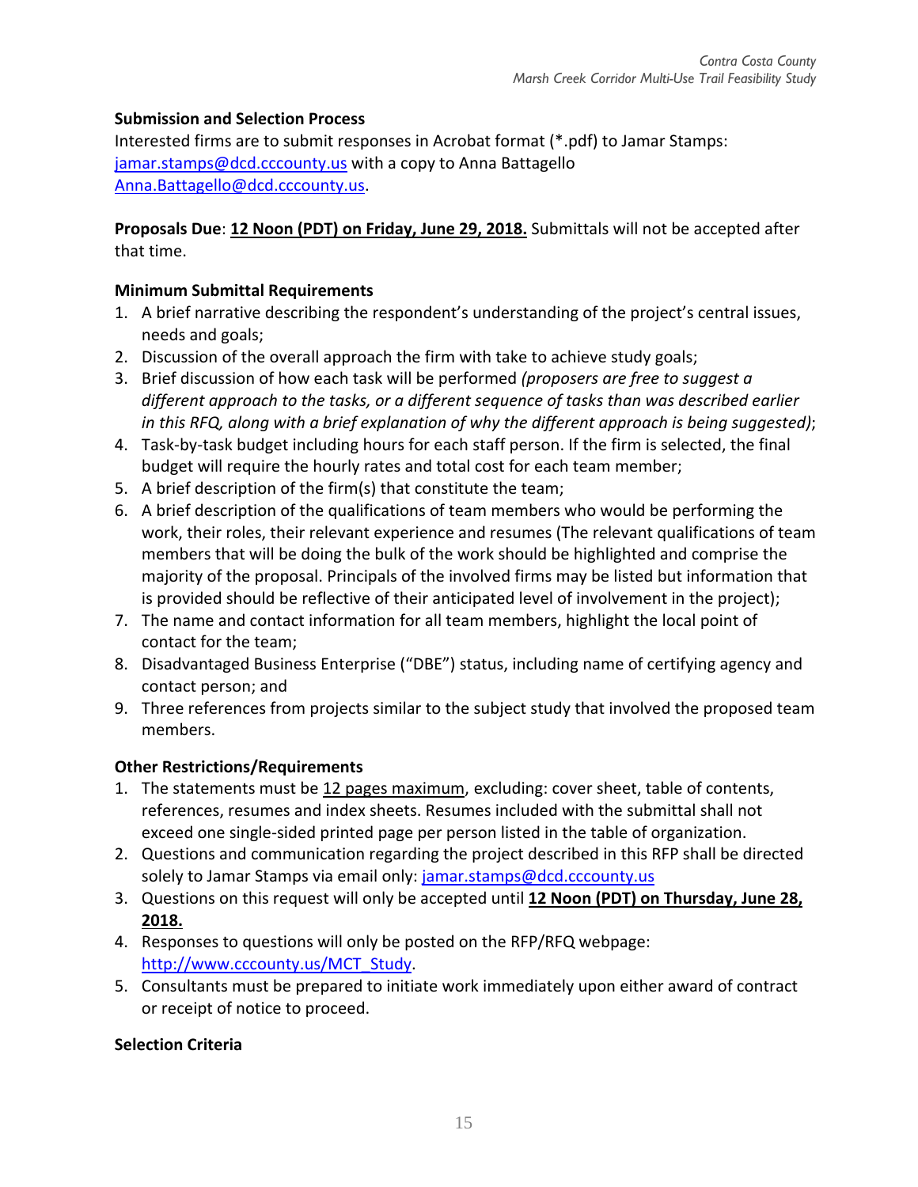**Submission and Selection Process**

Interested firms are to submit responses in Acrobat format (*.pdf) to Jamar Stamps: jamar.stamps@dcd.cccounty.us with a copy to Anna Battagello Anna.Battagello@dcd.cccounty.us.

**Proposals Due**: **12 Noon (PDT) on Friday, June 29, 2018.** Submittals will not be accepted after that time.

**Minimum Submittal Requirements**

1. A brief narrative describing the respondent's understanding of the project's central issues, needs and goals;
2. Discussion of the overall approach the firm with take to achieve study goals;
3. Brief discussion of how each task will be performed *(proposers are free to suggest a different approach to the tasks, or a different sequence of tasks than was described earlier in this RFQ, along with a brief explanation of why the different approach is being suggested)*;
4. Task-by-task budget including hours for each staff person. If the firm is selected, the final budget will require the hourly rates and total cost for each team member;
5. A brief description of the firm(s) that constitute the team;
6. A brief description of the qualifications of team members who would be performing the work, their roles, their relevant experience and resumes (The relevant qualifications of team members that will be doing the bulk of the work should be highlighted and comprise the majority of the proposal. Principals of the involved firms may be listed but information that is provided should be reflective of their anticipated level of involvement in the project);
7. The name and contact information for all team members, highlight the local point of contact for the team;
8. Disadvantaged Business Enterprise ("DBE") status, including name of certifying agency and contact person; and
9. Three references from projects similar to the subject study that involved the proposed team members.

**Other Restrictions/Requirements**

1. The statements must be 12 pages maximum, excluding: cover sheet, table of contents, references, resumes and index sheets. Resumes included with the submittal shall not exceed one single-sided printed page per person listed in the table of organization.
2. Questions and communication regarding the project described in this RFP shall be directed solely to Jamar Stamps via email only: jamar.stamps@dcd.cccounty.us
3. Questions on this request will only be accepted until **12 Noon (PDT) on Thursday, June 28, 2018.**
4. Responses to questions will only be posted on the RFP/RFQ webpage: http://www.cccounty.us/MCT_Study.
5. Consultants must be prepared to initiate work immediately upon either award of contract or receipt of notice to proceed.

**Selection Criteria**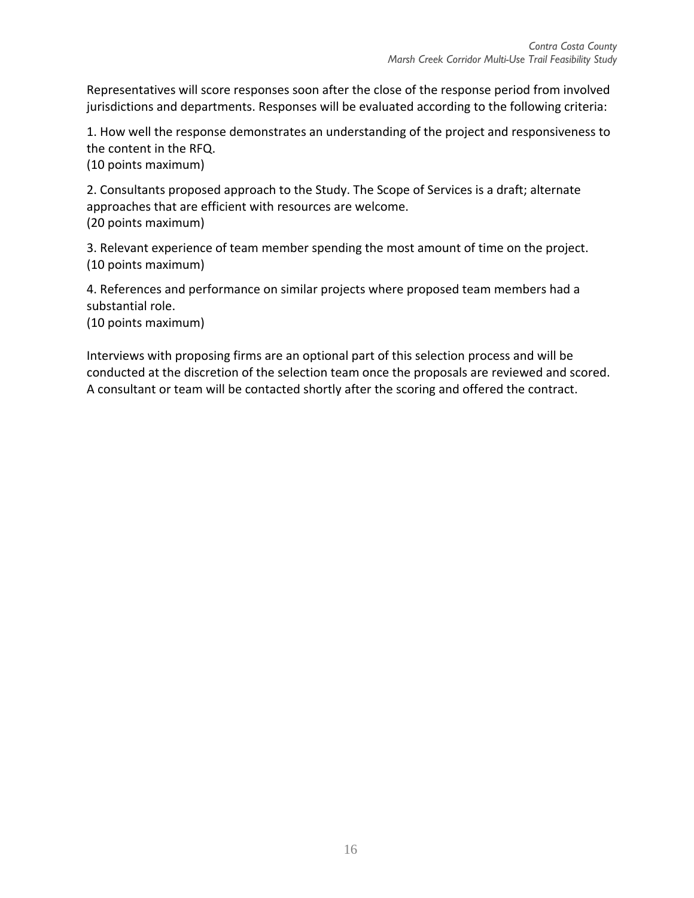Representatives will score responses soon after the close of the response period from involved jurisdictions and departments. Responses will be evaluated according to the following criteria:

1. How well the response demonstrates an understanding of the project and responsiveness to the content in the RFQ.
(10 points maximum)

2. Consultants proposed approach to the Study. The Scope of Services is a draft; alternate approaches that are efficient with resources are welcome.
(20 points maximum)

3. Relevant experience of team member spending the most amount of time on the project.
(10 points maximum)

4. References and performance on similar projects where proposed team members had a substantial role.
(10 points maximum)

Interviews with proposing firms are an optional part of this selection process and will be conducted at the discretion of the selection team once the proposals are reviewed and scored. A consultant or team will be contacted shortly after the scoring and offered the contract.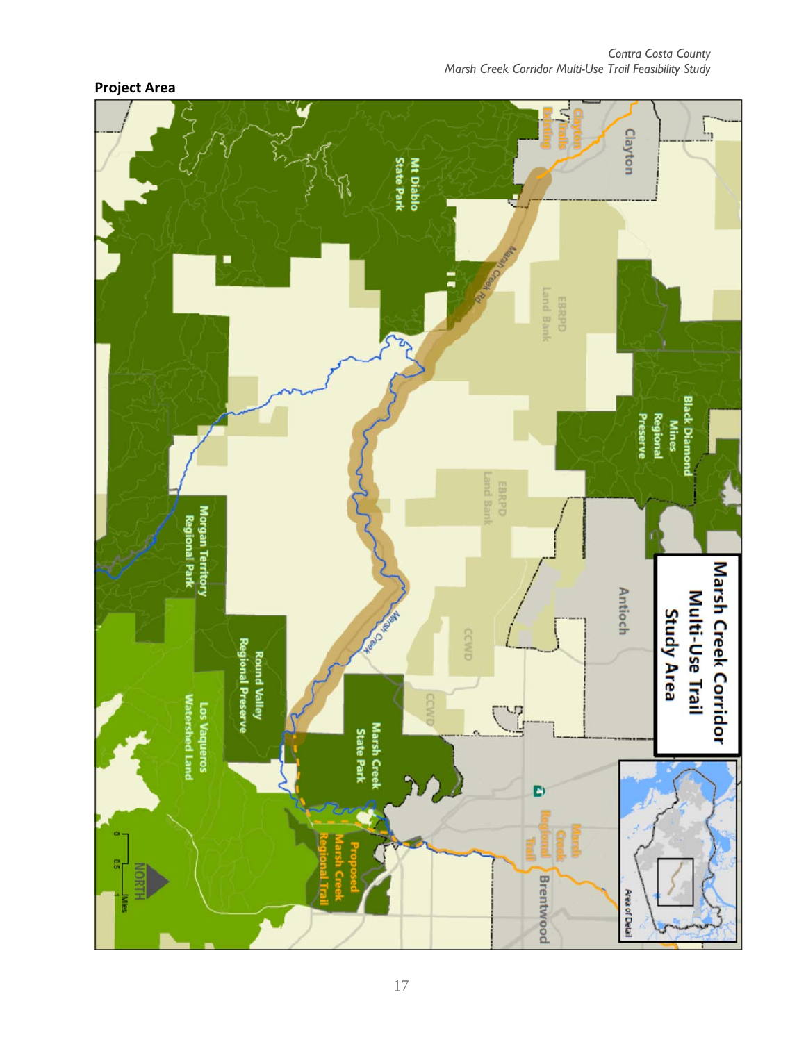**Project Area**

Marsh Creek Corridor Multi-Use Trail Study Area

Clayton

Clayton Trails Existing

Mt Diablo State Park

Marsh Creek Rd

EBRPD Land Bank

Black Diamond Mines Regional Preserve

Antioch

CCWD

Morgan Territory Regional Park

Round Valley Regional Preserve

Marsh Creek

Marsh Creek State Park

Los Vaqueros Watershed Land

Proposed Marsh Creek Regional Trail

Marsh Creek Regional Trail

Brentwood

Area of Detail

NORTH

0 0.5 1 Miles